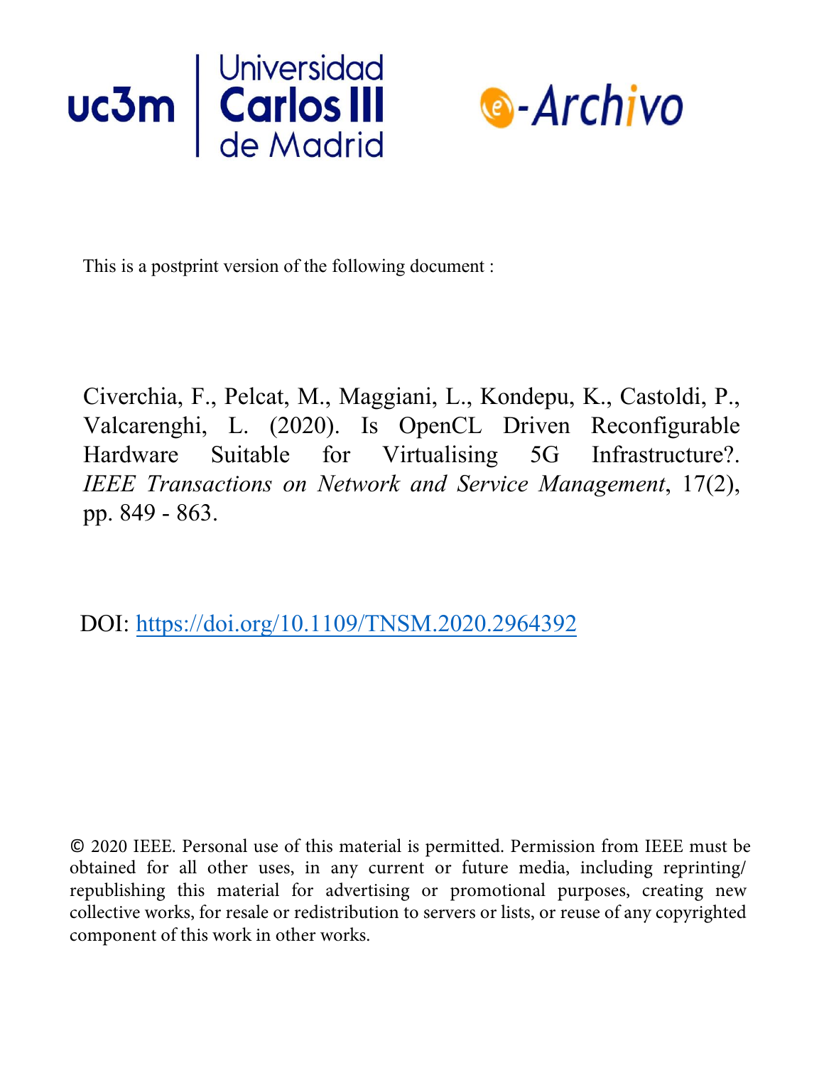This is a postprint version of the following document :

Civerchia, F., Pelcat, M., Maggiani, L., Kondepu, K., Castoldi, P., Valcarenghi, L. (2020). Is OpenCL Driven Reconfigurable Hardware Suitable for Virtualising 5G Infrastructure?. *IEEE Transactions on Network and Service Management*, 17(2), pp. 849 - 863.

DOI: https://doi.org/10.1109/TNSM.2020.2964392

© 2020 IEEE. Personal use of this material is permitted. Permission from IEEE must be obtained for all other uses, in any current or future media, including reprinting/republishing this material for advertising or promotional purposes, creating new collective works, for resale or redistribution to servers or lists, or reuse of any copyrighted component of this work in other works.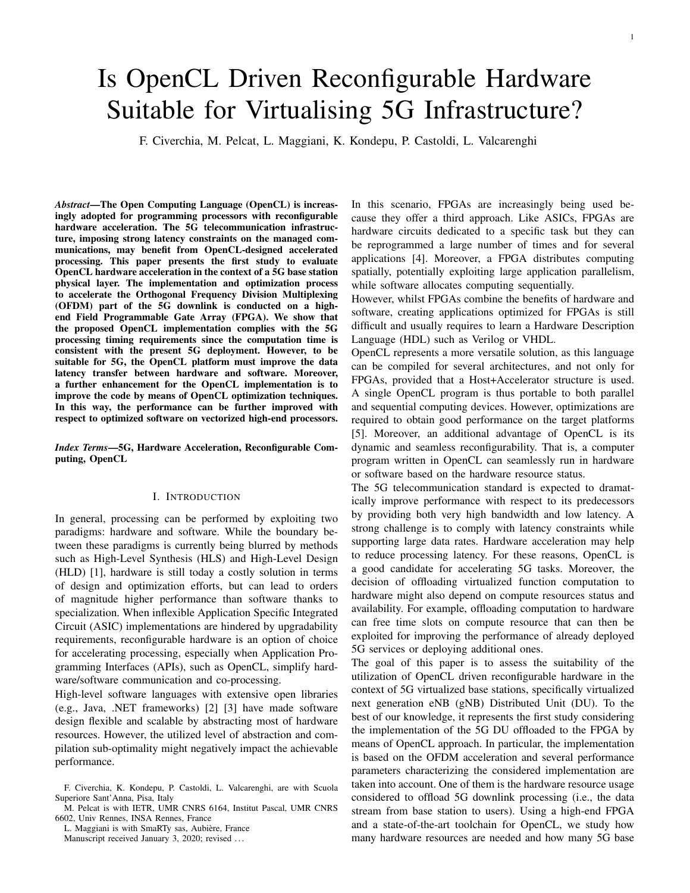# Is OpenCL Driven Reconfigurable Hardware Suitable for Virtualising 5G Infrastructure?

F. Civerchia, M. Pelcat, L. Maggiani, K. Kondepu, P. Castoldi, L. Valcarenghi

***Abstract*—The Open Computing Language (OpenCL) is increasingly adopted for programming processors with reconfigurable hardware acceleration. The 5G telecommunication infrastructure, imposing strong latency constraints on the managed communications, may benefit from OpenCL-designed accelerated processing. This paper presents the first study to evaluate OpenCL hardware acceleration in the context of a 5G base station physical layer. The implementation and optimization process to accelerate the Orthogonal Frequency Division Multiplexing (OFDM) part of the 5G downlink is conducted on a high-end Field Programmable Gate Array (FPGA). We show that the proposed OpenCL implementation complies with the 5G processing timing requirements since the computation time is consistent with the present 5G deployment. However, to be suitable for 5G, the OpenCL platform must improve the data latency transfer between hardware and software. Moreover, a further enhancement for the OpenCL implementation is to improve the code by means of OpenCL optimization techniques. In this way, the performance can be further improved with respect to optimized software on vectorized high-end processors.**

***Index Terms*—5G, Hardware Acceleration, Reconfigurable Computing, OpenCL**

## I. Introduction

In general, processing can be performed by exploiting two paradigms: hardware and software. While the boundary between these paradigms is currently being blurred by methods such as High-Level Synthesis (HLS) and High-Level Design (HLD) [1], hardware is still today a costly solution in terms of design and optimization efforts, but can lead to orders of magnitude higher performance than software thanks to specialization. When inflexible Application Specific Integrated Circuit (ASIC) implementations are hindered by upgradability requirements, reconfigurable hardware is an option of choice for accelerating processing, especially when Application Programming Interfaces (APIs), such as OpenCL, simplify hardware/software communication and co-processing.

High-level software languages with extensive open libraries (e.g., Java, .NET frameworks) [2] [3] have made software design flexible and scalable by abstracting most of hardware resources. However, the utilized level of abstraction and compilation sub-optimality might negatively impact the achievable performance.

F. Civerchia, K. Kondepu, P. Castoldi, L. Valcarenghi, are with Scuola Superiore Sant'Anna, Pisa, Italy

M. Pelcat is with IETR, UMR CNRS 6164, Institut Pascal, UMR CNRS 6602, Univ Rennes, INSA Rennes, France

L. Maggiani is with SmaRTy sas, Aubière, France

Manuscript received January 3, 2020; revised ...

In this scenario, FPGAs are increasingly being used because they offer a third approach. Like ASICs, FPGAs are hardware circuits dedicated to a specific task but they can be reprogrammed a large number of times and for several applications [4]. Moreover, a FPGA distributes computing spatially, potentially exploiting large application parallelism, while software allocates computing sequentially.

However, whilst FPGAs combine the benefits of hardware and software, creating applications optimized for FPGAs is still difficult and usually requires to learn a Hardware Description Language (HDL) such as Verilog or VHDL.

OpenCL represents a more versatile solution, as this language can be compiled for several architectures, and not only for FPGAs, provided that a Host+Accelerator structure is used. A single OpenCL program is thus portable to both parallel and sequential computing devices. However, optimizations are required to obtain good performance on the target platforms [5]. Moreover, an additional advantage of OpenCL is its dynamic and seamless reconfigurability. That is, a computer program written in OpenCL can seamlessly run in hardware or software based on the hardware resource status.

The 5G telecommunication standard is expected to dramatically improve performance with respect to its predecessors by providing both very high bandwidth and low latency. A strong challenge is to comply with latency constraints while supporting large data rates. Hardware acceleration may help to reduce processing latency. For these reasons, OpenCL is a good candidate for accelerating 5G tasks. Moreover, the decision of offloading virtualized function computation to hardware might also depend on compute resources status and availability. For example, offloading computation to hardware can free time slots on compute resource that can then be exploited for improving the performance of already deployed 5G services or deploying additional ones.

The goal of this paper is to assess the suitability of the utilization of OpenCL driven reconfigurable hardware in the context of 5G virtualized base stations, specifically virtualized next generation eNB (gNB) Distributed Unit (DU). To the best of our knowledge, it represents the first study considering the implementation of the 5G DU offloaded to the FPGA by means of OpenCL approach. In particular, the implementation is based on the OFDM acceleration and several performance parameters characterizing the considered implementation are taken into account. One of them is the hardware resource usage considered to offload 5G downlink processing (i.e., the data stream from base station to users). Using a high-end FPGA and a state-of-the-art toolchain for OpenCL, we study how many hardware resources are needed and how many 5G base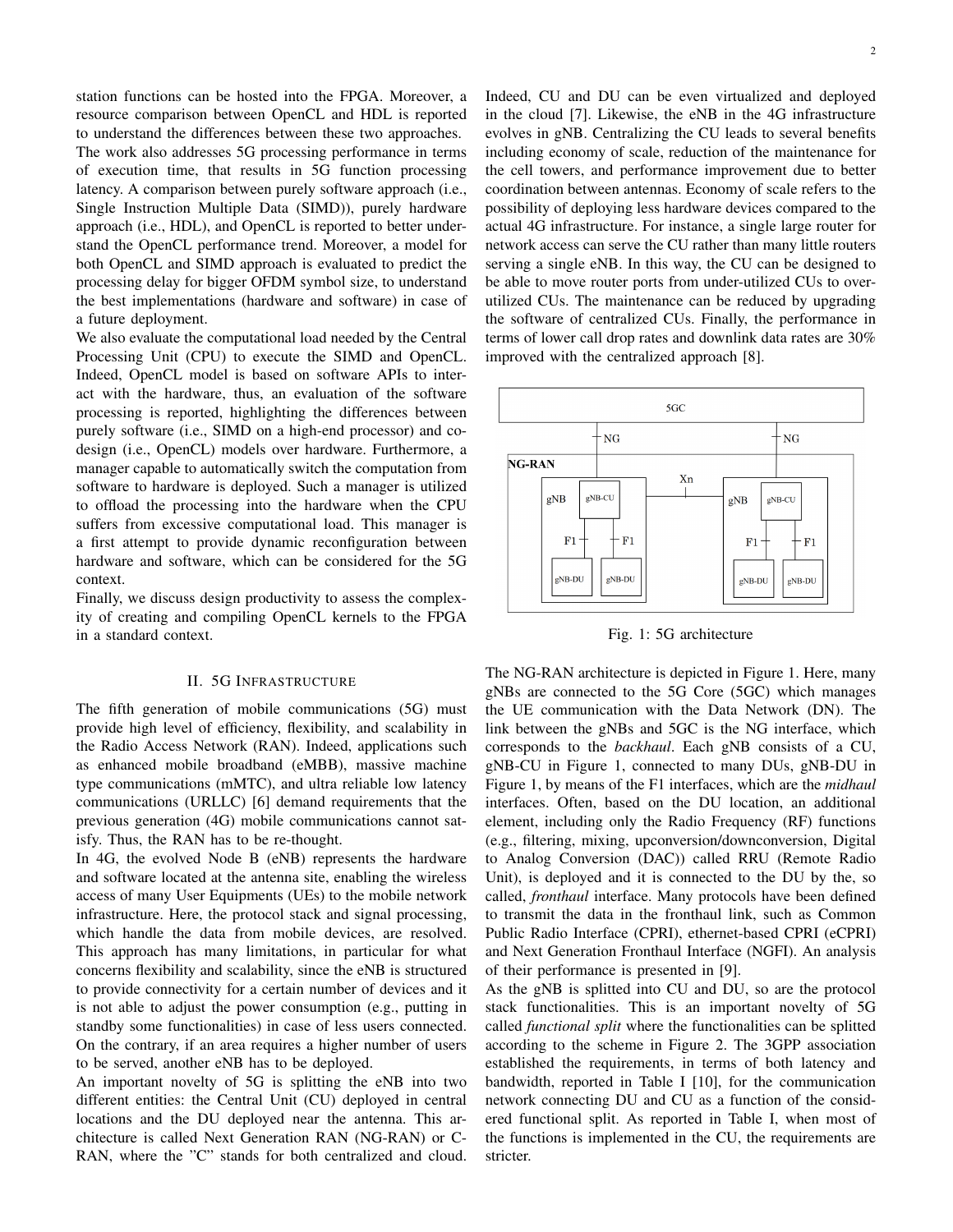station functions can be hosted into the FPGA. Moreover, a resource comparison between OpenCL and HDL is reported to understand the differences between these two approaches.

The work also addresses 5G processing performance in terms of execution time, that results in 5G function processing latency. A comparison between purely software approach (i.e., Single Instruction Multiple Data (SIMD)), purely hardware approach (i.e., HDL), and OpenCL is reported to better understand the OpenCL performance trend. Moreover, a model for both OpenCL and SIMD approach is evaluated to predict the processing delay for bigger OFDM symbol size, to understand the best implementations (hardware and software) in case of a future deployment.

We also evaluate the computational load needed by the Central Processing Unit (CPU) to execute the SIMD and OpenCL. Indeed, OpenCL model is based on software APIs to interact with the hardware, thus, an evaluation of the software processing is reported, highlighting the differences between purely software (i.e., SIMD on a high-end processor) and co-design (i.e., OpenCL) models over hardware. Furthermore, a manager capable to automatically switch the computation from software to hardware is deployed. Such a manager is utilized to offload the processing into the hardware when the CPU suffers from excessive computational load. This manager is a first attempt to provide dynamic reconfiguration between hardware and software, which can be considered for the 5G context.

Finally, we discuss design productivity to assess the complexity of creating and compiling OpenCL kernels to the FPGA in a standard context.

## II. 5G Infrastructure

The fifth generation of mobile communications (5G) must provide high level of efficiency, flexibility, and scalability in the Radio Access Network (RAN). Indeed, applications such as enhanced mobile broadband (eMBB), massive machine type communications (mMTC), and ultra reliable low latency communications (URLLC) [6] demand requirements that the previous generation (4G) mobile communications cannot satisfy. Thus, the RAN has to be re-thought.

In 4G, the evolved Node B (eNB) represents the hardware and software located at the antenna site, enabling the wireless access of many User Equipments (UEs) to the mobile network infrastructure. Here, the protocol stack and signal processing, which handle the data from mobile devices, are resolved. This approach has many limitations, in particular for what concerns flexibility and scalability, since the eNB is structured to provide connectivity for a certain number of devices and it is not able to adjust the power consumption (e.g., putting in standby some functionalities) in case of less users connected. On the contrary, if an area requires a higher number of users to be served, another eNB has to be deployed.

An important novelty of 5G is splitting the eNB into two different entities: the Central Unit (CU) deployed in central locations and the DU deployed near the antenna. This architecture is called Next Generation RAN (NG-RAN) or C-RAN, where the "C" stands for both centralized and cloud. Indeed, CU and DU can be even virtualized and deployed in the cloud [7]. Likewise, the eNB in the 4G infrastructure evolves in gNB. Centralizing the CU leads to several benefits including economy of scale, reduction of the maintenance for the cell towers, and performance improvement due to better coordination between antennas. Economy of scale refers to the possibility of deploying less hardware devices compared to the actual 4G infrastructure. For instance, a single large router for network access can serve the CU rather than many little routers serving a single eNB. In this way, the CU can be designed to be able to move router ports from under-utilized CUs to over-utilized CUs. The maintenance can be reduced by upgrading the software of centralized CUs. Finally, the performance in terms of lower call drop rates and downlink data rates are 30% improved with the centralized approach [8].

Fig. 1: 5G architecture

The NG-RAN architecture is depicted in Figure 1. Here, many gNBs are connected to the 5G Core (5GC) which manages the UE communication with the Data Network (DN). The link between the gNBs and 5GC is the NG interface, which corresponds to the *backhaul*. Each gNB consists of a CU, gNB-CU in Figure 1, connected to many DUs, gNB-DU in Figure 1, by means of the F1 interfaces, which are the *midhaul* interfaces. Often, based on the DU location, an additional element, including only the Radio Frequency (RF) functions (e.g., filtering, mixing, upconversion/downconversion, Digital to Analog Conversion (DAC)) called RRU (Remote Radio Unit), is deployed and it is connected to the DU by the, so called, *fronthaul* interface. Many protocols have been defined to transmit the data in the fronthaul link, such as Common Public Radio Interface (CPRI), ethernet-based CPRI (eCPRI) and Next Generation Fronthaul Interface (NGFI). An analysis of their performance is presented in [9].

As the gNB is splitted into CU and DU, so are the protocol stack functionalities. This is an important novelty of 5G called *functional split* where the functionalities can be splitted according to the scheme in Figure 2. The 3GPP association established the requirements, in terms of both latency and bandwidth, reported in Table I [10], for the communication network connecting DU and CU as a function of the considered functional split. As reported in Table I, when most of the functions is implemented in the CU, the requirements are stricter.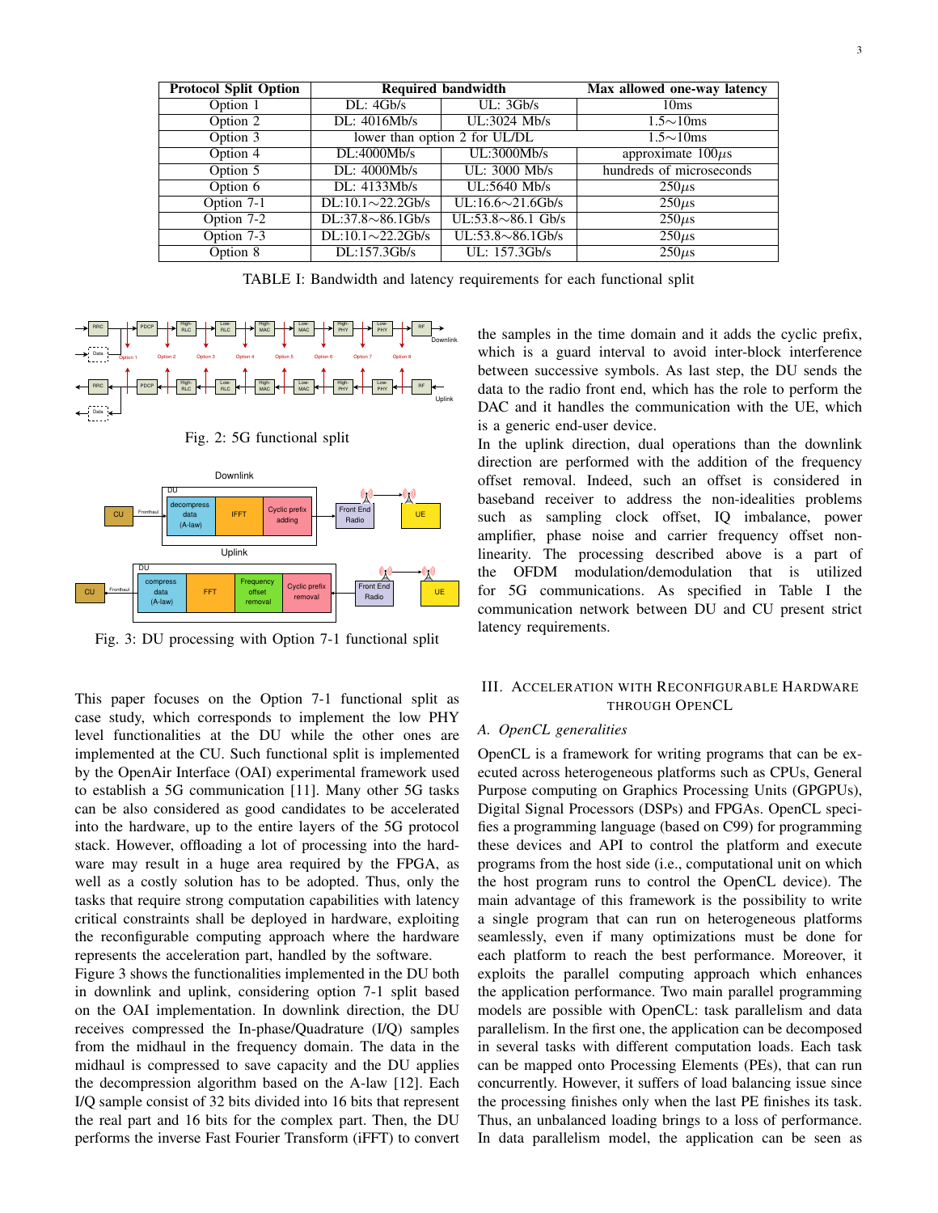| Protocol Split Option | Required bandwidth | | Max allowed one-way latency |
|---|---|---|---|
| Option 1 | DL: 4Gb/s | UL: 3Gb/s | 10ms |
| Option 2 | DL: 4016Mb/s | UL:3024 Mb/s | 1.5∼10ms |
| Option 3 | lower than option 2 for UL/DL | | 1.5∼10ms |
| Option 4 | DL:4000Mb/s | UL:3000Mb/s | approximate 100$\mu$s |
| Option 5 | DL: 4000Mb/s | UL: 3000 Mb/s | hundreds of microseconds |
| Option 6 | DL: 4133Mb/s | UL:5640 Mb/s | 250$\mu$s |
| Option 7-1 | DL:10.1∼22.2Gb/s | UL:16.6∼21.6Gb/s | 250$\mu$s |
| Option 7-2 | DL:37.8∼86.1Gb/s | UL:53.8∼86.1 Gb/s | 250$\mu$s |
| Option 7-3 | DL:10.1∼22.2Gb/s | UL:53.8∼86.1Gb/s | 250$\mu$s |
| Option 8 | DL:157.3Gb/s | UL: 157.3Gb/s | 250$\mu$s |

TABLE I: Bandwidth and latency requirements for each functional split

Fig. 2: 5G functional split

Fig. 3: DU processing with Option 7-1 functional split

This paper focuses on the Option 7-1 functional split as case study, which corresponds to implement the low PHY level functionalities at the DU while the other ones are implemented at the CU. Such functional split is implemented by the OpenAir Interface (OAI) experimental framework used to establish a 5G communication [11]. Many other 5G tasks can be also considered as good candidates to be accelerated into the hardware, up to the entire layers of the 5G protocol stack. However, offloading a lot of processing into the hardware may result in a huge area required by the FPGA, as well as a costly solution has to be adopted. Thus, only the tasks that require strong computation capabilities with latency critical constraints shall be deployed in hardware, exploiting the reconfigurable computing approach where the hardware represents the acceleration part, handled by the software.

Figure 3 shows the functionalities implemented in the DU both in downlink and uplink, considering option 7-1 split based on the OAI implementation. In downlink direction, the DU receives compressed the In-phase/Quadrature (I/Q) samples from the midhaul in the frequency domain. The data in the midhaul is compressed to save capacity and the DU applies the decompression algorithm based on the A-law [12]. Each I/Q sample consist of 32 bits divided into 16 bits that represent the real part and 16 bits for the complex part. Then, the DU performs the inverse Fast Fourier Transform (iFFT) to convert the samples in the time domain and it adds the cyclic prefix, which is a guard interval to avoid inter-block interference between successive symbols. As last step, the DU sends the data to the radio front end, which has the role to perform the DAC and it handles the communication with the UE, which is a generic end-user device.

In the uplink direction, dual operations than the downlink direction are performed with the addition of the frequency offset removal. Indeed, such an offset is considered in baseband receiver to address the non-idealities problems such as sampling clock offset, IQ imbalance, power amplifier, phase noise and carrier frequency offset non-linearity. The processing described above is a part of the OFDM modulation/demodulation that is utilized for 5G communications. As specified in Table I the communication network between DU and CU present strict latency requirements.

## III. Acceleration with Reconfigurable Hardware through OpenCL

### A. *OpenCL generalities*

OpenCL is a framework for writing programs that can be executed across heterogeneous platforms such as CPUs, General Purpose computing on Graphics Processing Units (GPGPUs), Digital Signal Processors (DSPs) and FPGAs. OpenCL specifies a programming language (based on C99) for programming these devices and API to control the platform and execute programs from the host side (i.e., computational unit on which the host program runs to control the OpenCL device). The main advantage of this framework is the possibility to write a single program that can run on heterogeneous platforms seamlessly, even if many optimizations must be done for each platform to reach the best performance. Moreover, it exploits the parallel computing approach which enhances the application performance. Two main parallel programming models are possible with OpenCL: task parallelism and data parallelism. In the first one, the application can be decomposed in several tasks with different computation loads. Each task can be mapped onto Processing Elements (PEs), that can run concurrently. However, it suffers of load balancing issue since the processing finishes only when the last PE finishes its task. Thus, an unbalanced loading brings to a loss of performance. In data parallelism model, the application can be seen as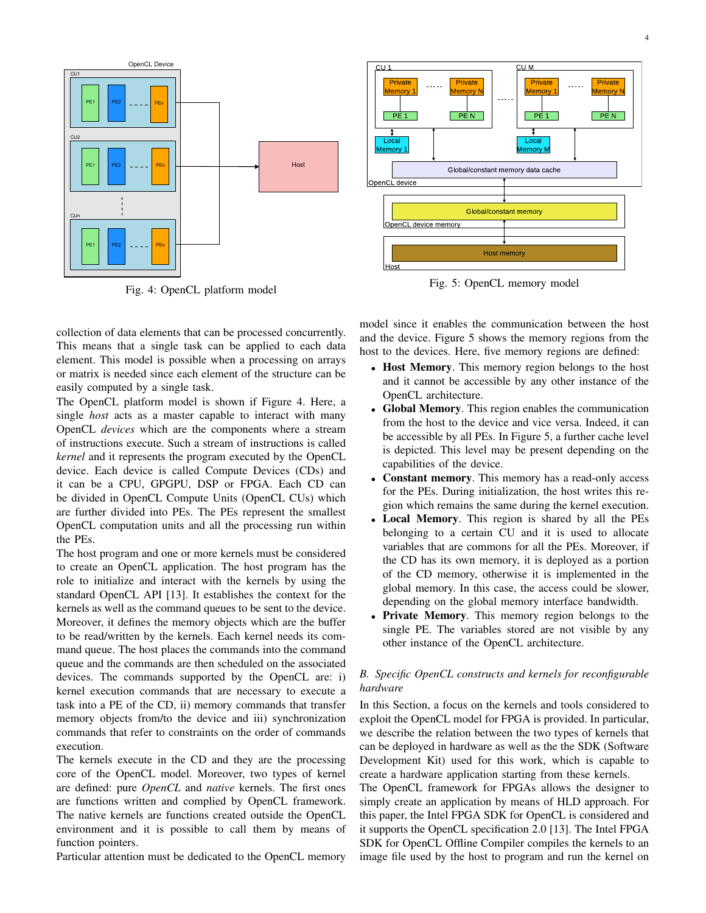Fig. 4: OpenCL platform model

Fig. 5: OpenCL memory model

collection of data elements that can be processed concurrently. This means that a single task can be applied to each data element. This model is possible when a processing on arrays or matrix is needed since each element of the structure can be easily computed by a single task.

The OpenCL platform model is shown if Figure 4. Here, a single *host* acts as a master capable to interact with many OpenCL *devices* which are the components where a stream of instructions execute. Such a stream of instructions is called *kernel* and it represents the program executed by the OpenCL device. Each device is called Compute Devices (CDs) and it can be a CPU, GPGPU, DSP or FPGA. Each CD can be divided in OpenCL Compute Units (OpenCL CUs) which are further divided into PEs. The PEs represent the smallest OpenCL computation units and all the processing run within the PEs.

The host program and one or more kernels must be considered to create an OpenCL application. The host program has the role to initialize and interact with the kernels by using the standard OpenCL API [13]. It establishes the context for the kernels as well as the command queues to be sent to the device. Moreover, it defines the memory objects which are the buffer to be read/written by the kernels. Each kernel needs its command queue. The host places the commands into the command queue and the commands are then scheduled on the associated devices. The commands supported by the OpenCL are: i) kernel execution commands that are necessary to execute a task into a PE of the CD, ii) memory commands that transfer memory objects from/to the device and iii) synchronization commands that refer to constraints on the order of commands execution.

The kernels execute in the CD and they are the processing core of the OpenCL model. Moreover, two types of kernel are defined: pure *OpenCL* and *native* kernels. The first ones are functions written and complied by OpenCL framework. The native kernels are functions created outside the OpenCL environment and it is possible to call them by means of function pointers.

Particular attention must be dedicated to the OpenCL memory model since it enables the communication between the host and the device. Figure 5 shows the memory regions from the host to the devices. Here, five memory regions are defined:

- **Host Memory**. This memory region belongs to the host and it cannot be accessible by any other instance of the OpenCL architecture.
- **Global Memory**. This region enables the communication from the host to the device and vice versa. Indeed, it can be accessible by all PEs. In Figure 5, a further cache level is depicted. This level may be present depending on the capabilities of the device.
- **Constant memory**. This memory has a read-only access for the PEs. During initialization, the host writes this region which remains the same during the kernel execution.
- **Local Memory**. This region is shared by all the PEs belonging to a certain CU and it is used to allocate variables that are commons for all the PEs. Moreover, if the CD has its own memory, it is deployed as a portion of the CD memory, otherwise it is implemented in the global memory. In this case, the access could be slower, depending on the global memory interface bandwidth.
- **Private Memory**. This memory region belongs to the single PE. The variables stored are not visible by any other instance of the OpenCL architecture.

### *B. Specific OpenCL constructs and kernels for reconfigurable hardware*

In this Section, a focus on the kernels and tools considered to exploit the OpenCL model for FPGA is provided. In particular, we describe the relation between the two types of kernels that can be deployed in hardware as well as the the SDK (Software Development Kit) used for this work, which is capable to create a hardware application starting from these kernels.

The OpenCL framework for FPGAs allows the designer to simply create an application by means of HLD approach. For this paper, the Intel FPGA SDK for OpenCL is considered and it supports the OpenCL specification 2.0 [13]. The Intel FPGA SDK for OpenCL Offline Compiler compiles the kernels to an image file used by the host to program and run the kernel on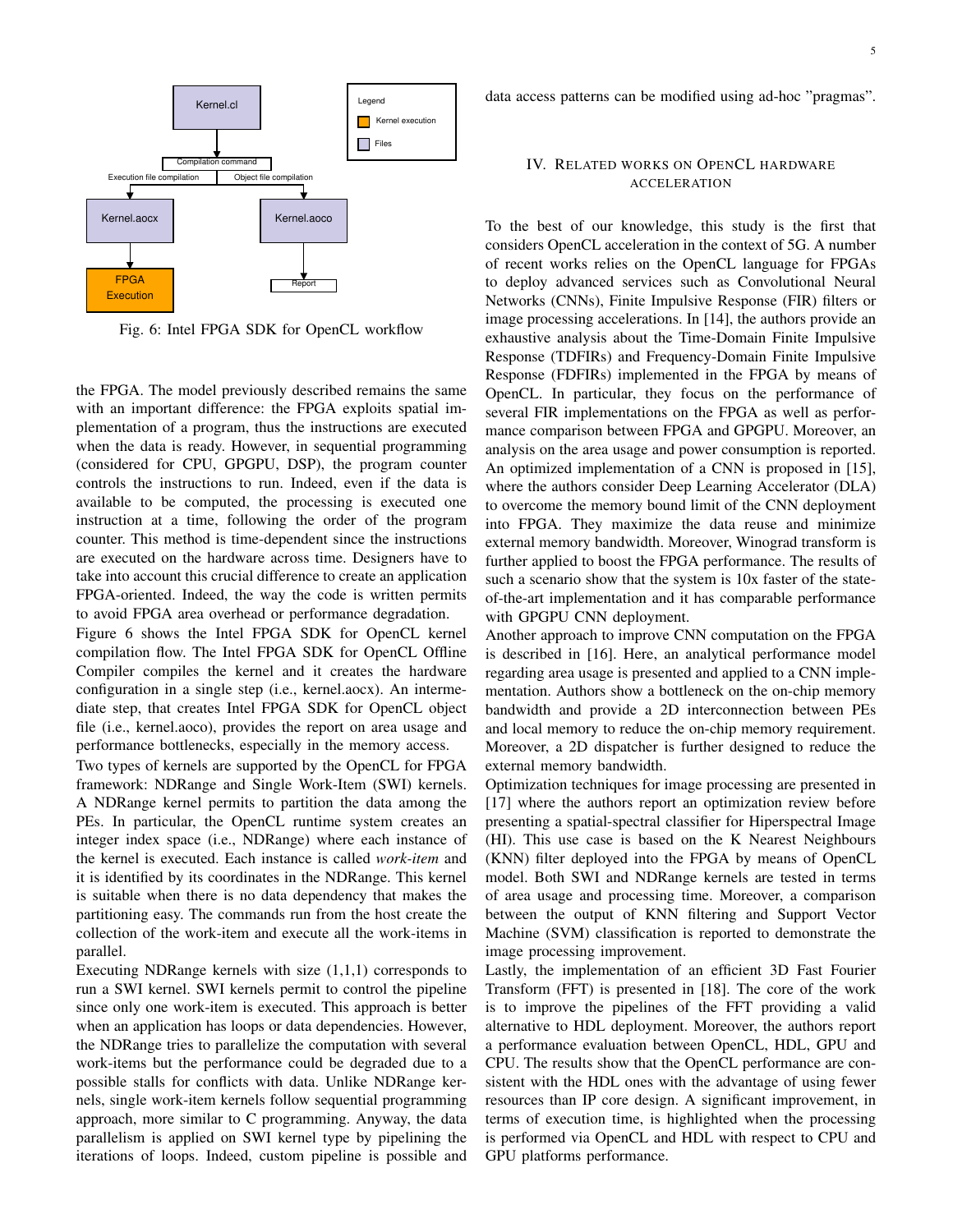Fig. 6: Intel FPGA SDK for OpenCL workflow

the FPGA. The model previously described remains the same with an important difference: the FPGA exploits spatial implementation of a program, thus the instructions are executed when the data is ready. However, in sequential programming (considered for CPU, GPGPU, DSP), the program counter controls the instructions to run. Indeed, even if the data is available to be computed, the processing is executed one instruction at a time, following the order of the program counter. This method is time-dependent since the instructions are executed on the hardware across time. Designers have to take into account this crucial difference to create an application FPGA-oriented. Indeed, the way the code is written permits to avoid FPGA area overhead or performance degradation.

Figure 6 shows the Intel FPGA SDK for OpenCL kernel compilation flow. The Intel FPGA SDK for OpenCL Offline Compiler compiles the kernel and it creates the hardware configuration in a single step (i.e., kernel.aocx). An intermediate step, that creates Intel FPGA SDK for OpenCL object file (i.e., kernel.aoco), provides the report on area usage and performance bottlenecks, especially in the memory access.

Two types of kernels are supported by the OpenCL for FPGA framework: NDRange and Single Work-Item (SWI) kernels. A NDRange kernel permits to partition the data among the PEs. In particular, the OpenCL runtime system creates an integer index space (i.e., NDRange) where each instance of the kernel is executed. Each instance is called *work-item* and it is identified by its coordinates in the NDRange. This kernel is suitable when there is no data dependency that makes the partitioning easy. The commands run from the host create the collection of the work-item and execute all the work-items in parallel.

Executing NDRange kernels with size (1,1,1) corresponds to run a SWI kernel. SWI kernels permit to control the pipeline since only one work-item is executed. This approach is better when an application has loops or data dependencies. However, the NDRange tries to parallelize the computation with several work-items but the performance could be degraded due to a possible stalls for conflicts with data. Unlike NDRange kernels, single work-item kernels follow sequential programming approach, more similar to C programming. Anyway, the data parallelism is applied on SWI kernel type by pipelining the iterations of loops. Indeed, custom pipeline is possible and data access patterns can be modified using ad-hoc "pragmas".

## IV. Related works on OpenCL hardware acceleration

To the best of our knowledge, this study is the first that considers OpenCL acceleration in the context of 5G. A number of recent works relies on the OpenCL language for FPGAs to deploy advanced services such as Convolutional Neural Networks (CNNs), Finite Impulsive Response (FIR) filters or image processing accelerations. In [14], the authors provide an exhaustive analysis about the Time-Domain Finite Impulsive Response (TDFIRs) and Frequency-Domain Finite Impulsive Response (FDFIRs) implemented in the FPGA by means of OpenCL. In particular, they focus on the performance of several FIR implementations on the FPGA as well as performance comparison between FPGA and GPGPU. Moreover, an analysis on the area usage and power consumption is reported. An optimized implementation of a CNN is proposed in [15], where the authors consider Deep Learning Accelerator (DLA) to overcome the memory bound limit of the CNN deployment into FPGA. They maximize the data reuse and minimize external memory bandwidth. Moreover, Winograd transform is further applied to boost the FPGA performance. The results of such a scenario show that the system is 10x faster of the state-of-the-art implementation and it has comparable performance with GPGPU CNN deployment.

Another approach to improve CNN computation on the FPGA is described in [16]. Here, an analytical performance model regarding area usage is presented and applied to a CNN implementation. Authors show a bottleneck on the on-chip memory bandwidth and provide a 2D interconnection between PEs and local memory to reduce the on-chip memory requirement. Moreover, a 2D dispatcher is further designed to reduce the external memory bandwidth.

Optimization techniques for image processing are presented in [17] where the authors report an optimization review before presenting a spatial-spectral classifier for Hiperspectral Image (HI). This use case is based on the K Nearest Neighbours (KNN) filter deployed into the FPGA by means of OpenCL model. Both SWI and NDRange kernels are tested in terms of area usage and processing time. Moreover, a comparison between the output of KNN filtering and Support Vector Machine (SVM) classification is reported to demonstrate the image processing improvement.

Lastly, the implementation of an efficient 3D Fast Fourier Transform (FFT) is presented in [18]. The core of the work is to improve the pipelines of the FFT providing a valid alternative to HDL deployment. Moreover, the authors report a performance evaluation between OpenCL, HDL, GPU and CPU. The results show that the OpenCL performance are consistent with the HDL ones with the advantage of using fewer resources than IP core design. A significant improvement, in terms of execution time, is highlighted when the processing is performed via OpenCL and HDL with respect to CPU and GPU platforms performance.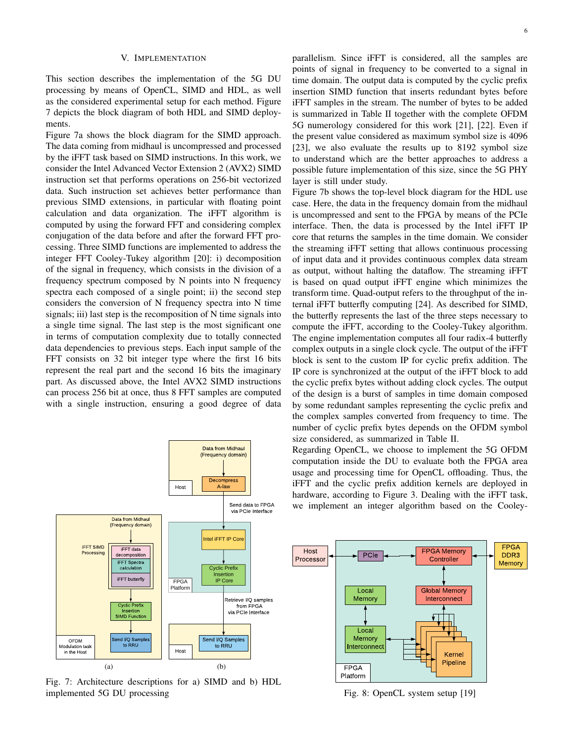## V. Implementation

This section describes the implementation of the 5G DU processing by means of OpenCL, SIMD and HDL, as well as the considered experimental setup for each method. Figure 7 depicts the block diagram of both HDL and SIMD deployments.

Figure 7a shows the block diagram for the SIMD approach. The data coming from midhaul is uncompressed and processed by the iFFT task based on SIMD instructions. In this work, we consider the Intel Advanced Vector Extension 2 (AVX2) SIMD instruction set that performs operations on 256-bit vectorized data. Such instruction set achieves better performance than previous SIMD extensions, in particular with floating point calculation and data organization. The iFFT algorithm is computed by using the forward FFT and considering complex conjugation of the data before and after the forward FFT processing. Three SIMD functions are implemented to address the integer FFT Cooley-Tukey algorithm [20]: i) decomposition of the signal in frequency, which consists in the division of a frequency spectrum composed by N points into N frequency spectra each composed of a single point; ii) the second step considers the conversion of N frequency spectra into N time signals; iii) last step is the recomposition of N time signals into a single time signal. The last step is the most significant one in terms of computation complexity due to totally connected data dependencies to previous steps. Each input sample of the FFT consists on 32 bit integer type where the first 16 bits represent the real part and the second 16 bits the imaginary part. As discussed above, the Intel AVX2 SIMD instructions can process 256 bit at once, thus 8 FFT samples are computed with a single instruction, ensuring a good degree of data parallelism. Since iFFT is considered, all the samples are points of signal in frequency to be converted to a signal in time domain. The output data is computed by the cyclic prefix insertion SIMD function that inserts redundant bytes before iFFT samples in the stream. The number of bytes to be added is summarized in Table II together with the complete OFDM 5G numerology considered for this work [21], [22]. Even if the present value considered as maximum symbol size is 4096 [23], we also evaluate the results up to 8192 symbol size to understand which are the better approaches to address a possible future implementation of this size, since the 5G PHY layer is still under study.

Figure 7b shows the top-level block diagram for the HDL use case. Here, the data in the frequency domain from the midhaul is uncompressed and sent to the FPGA by means of the PCIe interface. Then, the data is processed by the Intel iFFT IP core that returns the samples in the time domain. We consider the streaming iFFT setting that allows continuous processing of input data and it provides continuous complex data stream as output, without halting the dataflow. The streaming iFFT is based on quad output iFFT engine which minimizes the transform time. Quad-output refers to the throughput of the internal iFFT butterfly computing [24]. As described for SIMD, the butterfly represents the last of the three steps necessary to compute the iFFT, according to the Cooley-Tukey algorithm. The engine implementation computes all four radix-4 butterfly complex outputs in a single clock cycle. The output of the iFFT block is sent to the custom IP for cyclic prefix addition. The IP core is synchronized at the output of the iFFT block to add the cyclic prefix bytes without adding clock cycles. The output of the design is a burst of samples in time domain composed by some redundant samples representing the cyclic prefix and the complex samples converted from frequency to time. The number of cyclic prefix bytes depends on the OFDM symbol size considered, as summarized in Table II.

Regarding OpenCL, we choose to implement the 5G OFDM computation inside the DU to evaluate both the FPGA area usage and processing time for OpenCL offloading. Thus, the iFFT and the cyclic prefix addition kernels are deployed in hardware, according to Figure 3. Dealing with the iFFT task, we implement an integer algorithm based on the Cooley-

Fig. 7: Architecture descriptions for a) SIMD and b) HDL implemented 5G DU processing

Fig. 8: OpenCL system setup [19]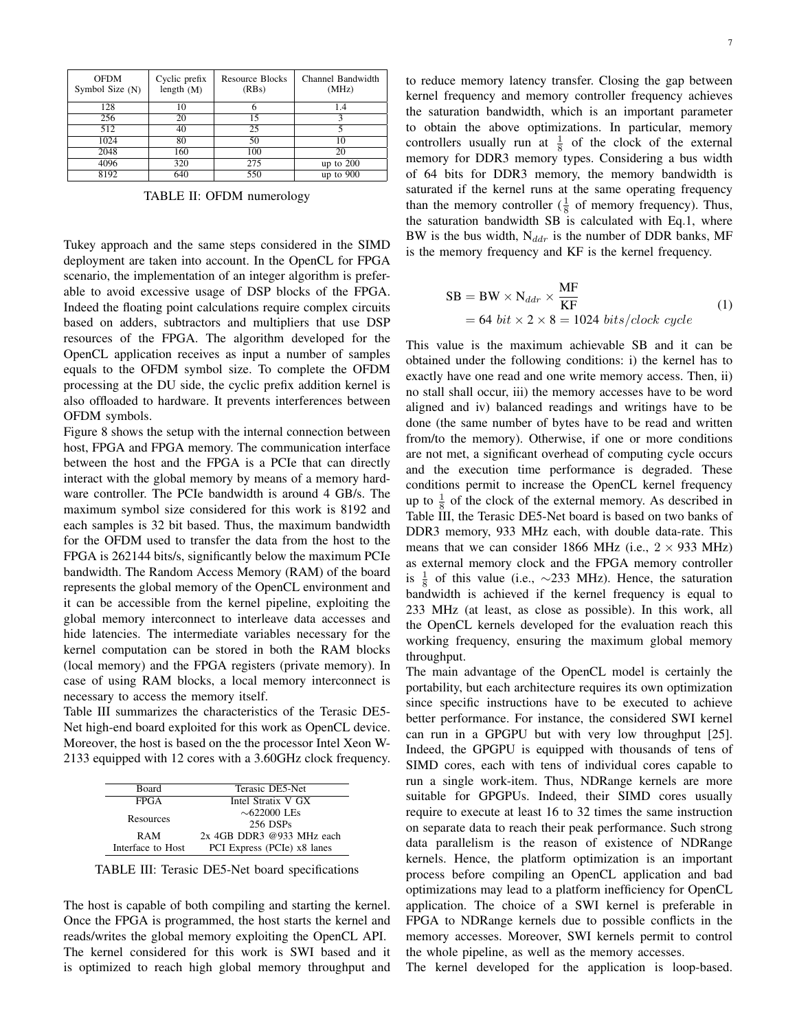| OFDM Symbol Size (N) | Cyclic prefix length (M) | Resource Blocks (RBs) | Channel Bandwidth (MHz) |
|---|---|---|---|
| 128 | 10 | 6 | 1.4 |
| 256 | 20 | 15 | 3 |
| 512 | 40 | 25 | 5 |
| 1024 | 80 | 50 | 10 |
| 2048 | 160 | 100 | 20 |
| 4096 | 320 | 275 | up to 200 |
| 8192 | 640 | 550 | up to 900 |

TABLE II: OFDM numerology

Tukey approach and the same steps considered in the SIMD deployment are taken into account. In the OpenCL for FPGA scenario, the implementation of an integer algorithm is preferable to avoid excessive usage of DSP blocks of the FPGA. Indeed the floating point calculations require complex circuits based on adders, subtractors and multipliers that use DSP resources of the FPGA. The algorithm developed for the OpenCL application receives as input a number of samples equals to the OFDM symbol size. To complete the OFDM processing at the DU side, the cyclic prefix addition kernel is also offloaded to hardware. It prevents interferences between OFDM symbols.

Figure 8 shows the setup with the internal connection between host, FPGA and FPGA memory. The communication interface between the host and the FPGA is a PCIe that can directly interact with the global memory by means of a memory hardware controller. The PCIe bandwidth is around 4 GB/s. The maximum symbol size considered for this work is 8192 and each samples is 32 bit based. Thus, the maximum bandwidth for the OFDM used to transfer the data from the host to the FPGA is 262144 bits/s, significantly below the maximum PCIe bandwidth. The Random Access Memory (RAM) of the board represents the global memory of the OpenCL environment and it can be accessible from the kernel pipeline, exploiting the global memory interconnect to interleave data accesses and hide latencies. The intermediate variables necessary for the kernel computation can be stored in both the RAM blocks (local memory) and the FPGA registers (private memory). In case of using RAM blocks, a local memory interconnect is necessary to access the memory itself.

Table III summarizes the characteristics of the Terasic DE5-Net high-end board exploited for this work as OpenCL device. Moreover, the host is based on the the processor Intel Xeon W-2133 equipped with 12 cores with a 3.60GHz clock frequency.

| Board | Terasic DE5-Net |
|---|---|
| FPGA | Intel Stratix V GX |
| Resources | ∼622000 LEs<br>256 DSPs |
| RAM | 2x 4GB DDR3 @933 MHz each |
| Interface to Host | PCI Express (PCIe) x8 lanes |

TABLE III: Terasic DE5-Net board specifications

The host is capable of both compiling and starting the kernel. Once the FPGA is programmed, the host starts the kernel and reads/writes the global memory exploiting the OpenCL API.

The kernel considered for this work is SWI based and it is optimized to reach high global memory throughput and to reduce memory latency transfer. Closing the gap between kernel frequency and memory controller frequency achieves the saturation bandwidth, which is an important parameter to obtain the above optimizations. In particular, memory controllers usually run at $\frac{1}{8}$ of the clock of the external memory for DDR3 memory types. Considering a bus width of 64 bits for DDR3 memory, the memory bandwidth is saturated if the kernel runs at the same operating frequency than the memory controller ($\frac{1}{8}$ of memory frequency). Thus, the saturation bandwidth SB is calculated with Eq.1, where BW is the bus width, $N_{ddr}$ is the number of DDR banks, MF is the memory frequency and KF is the kernel frequency.

$$\begin{aligned} \text{SB} &= \text{BW} \times \text{N}_{ddr} \times \frac{\text{MF}}{\text{KF}} \\ &= 64\ bit \times 2 \times 8 = 1024\ bits/clock\ cycle \end{aligned} \tag{1}$$

This value is the maximum achievable SB and it can be obtained under the following conditions: i) the kernel has to exactly have one read and one write memory access. Then, ii) no stall shall occur, iii) the memory accesses have to be word aligned and iv) balanced readings and writings have to be done (the same number of bytes have to be read and written from/to the memory). Otherwise, if one or more conditions are not met, a significant overhead of computing cycle occurs and the execution time performance is degraded. These conditions permit to increase the OpenCL kernel frequency up to $\frac{1}{8}$ of the clock of the external memory. As described in Table III, the Terasic DE5-Net board is based on two banks of DDR3 memory, 933 MHz each, with double data-rate. This means that we can consider 1866 MHz (i.e., $2 \times 933$ MHz) as external memory clock and the FPGA memory controller is $\frac{1}{8}$ of this value (i.e., ∼233 MHz). Hence, the saturation bandwidth is achieved if the kernel frequency is equal to 233 MHz (at least, as close as possible). In this work, all the OpenCL kernels developed for the evaluation reach this working frequency, ensuring the maximum global memory throughput.

The main advantage of the OpenCL model is certainly the portability, but each architecture requires its own optimization since specific instructions have to be executed to achieve better performance. For instance, the considered SWI kernel can run in a GPGPU but with very low throughput [25]. Indeed, the GPGPU is equipped with thousands of tens of SIMD cores, each with tens of individual cores capable to run a single work-item. Thus, NDRange kernels are more suitable for GPGPUs. Indeed, their SIMD cores usually require to execute at least 16 to 32 times the same instruction on separate data to reach their peak performance. Such strong data parallelism is the reason of existence of NDRange kernels. Hence, the platform optimization is an important process before compiling an OpenCL application and bad optimizations may lead to a platform inefficiency for OpenCL application. The choice of a SWI kernel is preferable in FPGA to NDRange kernels due to possible conflicts in the memory accesses. Moreover, SWI kernels permit to control the whole pipeline, as well as the memory accesses.

The kernel developed for the application is loop-based.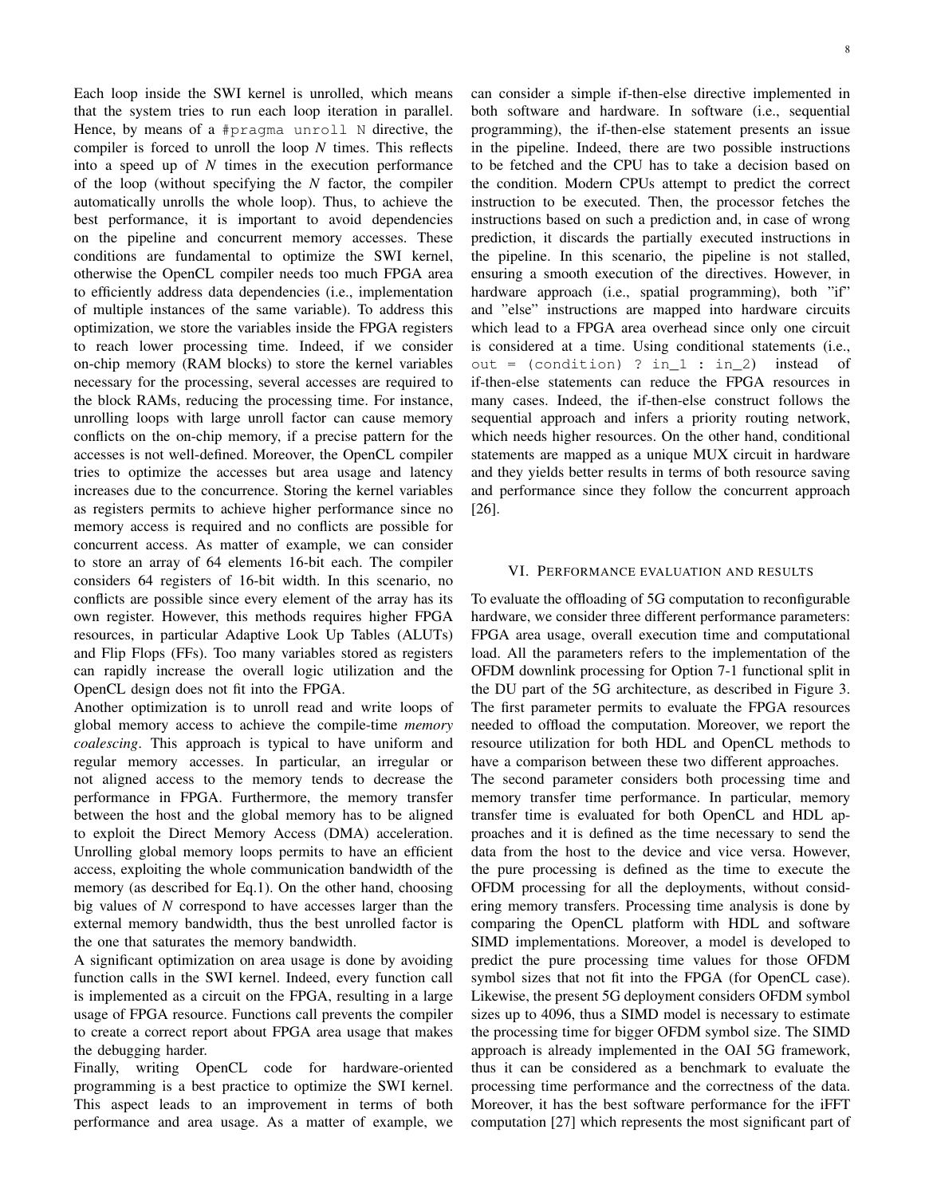Each loop inside the SWI kernel is unrolled, which means that the system tries to run each loop iteration in parallel. Hence, by means of a `#pragma unroll N` directive, the compiler is forced to unroll the loop *N* times. This reflects into a speed up of *N* times in the execution performance of the loop (without specifying the *N* factor, the compiler automatically unrolls the whole loop). Thus, to achieve the best performance, it is important to avoid dependencies on the pipeline and concurrent memory accesses. These conditions are fundamental to optimize the SWI kernel, otherwise the OpenCL compiler needs too much FPGA area to efficiently address data dependencies (i.e., implementation of multiple instances of the same variable). To address this optimization, we store the variables inside the FPGA registers to reach lower processing time. Indeed, if we consider on-chip memory (RAM blocks) to store the kernel variables necessary for the processing, several accesses are required to the block RAMs, reducing the processing time. For instance, unrolling loops with large unroll factor can cause memory conflicts on the on-chip memory, if a precise pattern for the accesses is not well-defined. Moreover, the OpenCL compiler tries to optimize the accesses but area usage and latency increases due to the concurrence. Storing the kernel variables as registers permits to achieve higher performance since no memory access is required and no conflicts are possible for concurrent access. As matter of example, we can consider to store an array of 64 elements 16-bit each. The compiler considers 64 registers of 16-bit width. In this scenario, no conflicts are possible since every element of the array has its own register. However, this methods requires higher FPGA resources, in particular Adaptive Look Up Tables (ALUTs) and Flip Flops (FFs). Too many variables stored as registers can rapidly increase the overall logic utilization and the OpenCL design does not fit into the FPGA.

Another optimization is to unroll read and write loops of global memory access to achieve the compile-time *memory coalescing*. This approach is typical to have uniform and regular memory accesses. In particular, an irregular or not aligned access to the memory tends to decrease the performance in FPGA. Furthermore, the memory transfer between the host and the global memory has to be aligned to exploit the Direct Memory Access (DMA) acceleration. Unrolling global memory loops permits to have an efficient access, exploiting the whole communication bandwidth of the memory (as described for Eq.1). On the other hand, choosing big values of *N* correspond to have accesses larger than the external memory bandwidth, thus the best unrolled factor is the one that saturates the memory bandwidth.

A significant optimization on area usage is done by avoiding function calls in the SWI kernel. Indeed, every function call is implemented as a circuit on the FPGA, resulting in a large usage of FPGA resource. Functions call prevents the compiler to create a correct report about FPGA area usage that makes the debugging harder.

Finally, writing OpenCL code for hardware-oriented programming is a best practice to optimize the SWI kernel. This aspect leads to an improvement in terms of both performance and area usage. As a matter of example, we can consider a simple if-then-else directive implemented in both software and hardware. In software (i.e., sequential programming), the if-then-else statement presents an issue in the pipeline. Indeed, there are two possible instructions to be fetched and the CPU has to take a decision based on the condition. Modern CPUs attempt to predict the correct instruction to be executed. Then, the processor fetches the instructions based on such a prediction and, in case of wrong prediction, it discards the partially executed instructions in the pipeline. In this scenario, the pipeline is not stalled, ensuring a smooth execution of the directives. However, in hardware approach (i.e., spatial programming), both "if" and "else" instructions are mapped into hardware circuits which lead to a FPGA area overhead since only one circuit is considered at a time. Using conditional statements (i.e., `out = (condition) ? in_1 : in_2`) instead of if-then-else statements can reduce the FPGA resources in many cases. Indeed, the if-then-else construct follows the sequential approach and infers a priority routing network, which needs higher resources. On the other hand, conditional statements are mapped as a unique MUX circuit in hardware and they yields better results in terms of both resource saving and performance since they follow the concurrent approach [26].

## VI. Performance evaluation and results

To evaluate the offloading of 5G computation to reconfigurable hardware, we consider three different performance parameters: FPGA area usage, overall execution time and computational load. All the parameters refers to the implementation of the OFDM downlink processing for Option 7-1 functional split in the DU part of the 5G architecture, as described in Figure 3. The first parameter permits to evaluate the FPGA resources needed to offload the computation. Moreover, we report the resource utilization for both HDL and OpenCL methods to have a comparison between these two different approaches.

The second parameter considers both processing time and memory transfer time performance. In particular, memory transfer time is evaluated for both OpenCL and HDL approaches and it is defined as the time necessary to send the data from the host to the device and vice versa. However, the pure processing is defined as the time to execute the OFDM processing for all the deployments, without considering memory transfers. Processing time analysis is done by comparing the OpenCL platform with HDL and software SIMD implementations. Moreover, a model is developed to predict the pure processing time values for those OFDM symbol sizes that not fit into the FPGA (for OpenCL case). Likewise, the present 5G deployment considers OFDM symbol sizes up to 4096, thus a SIMD model is necessary to estimate the processing time for bigger OFDM symbol size. The SIMD approach is already implemented in the OAI 5G framework, thus it can be considered as a benchmark to evaluate the processing time performance and the correctness of the data. Moreover, it has the best software performance for the iFFT computation [27] which represents the most significant part of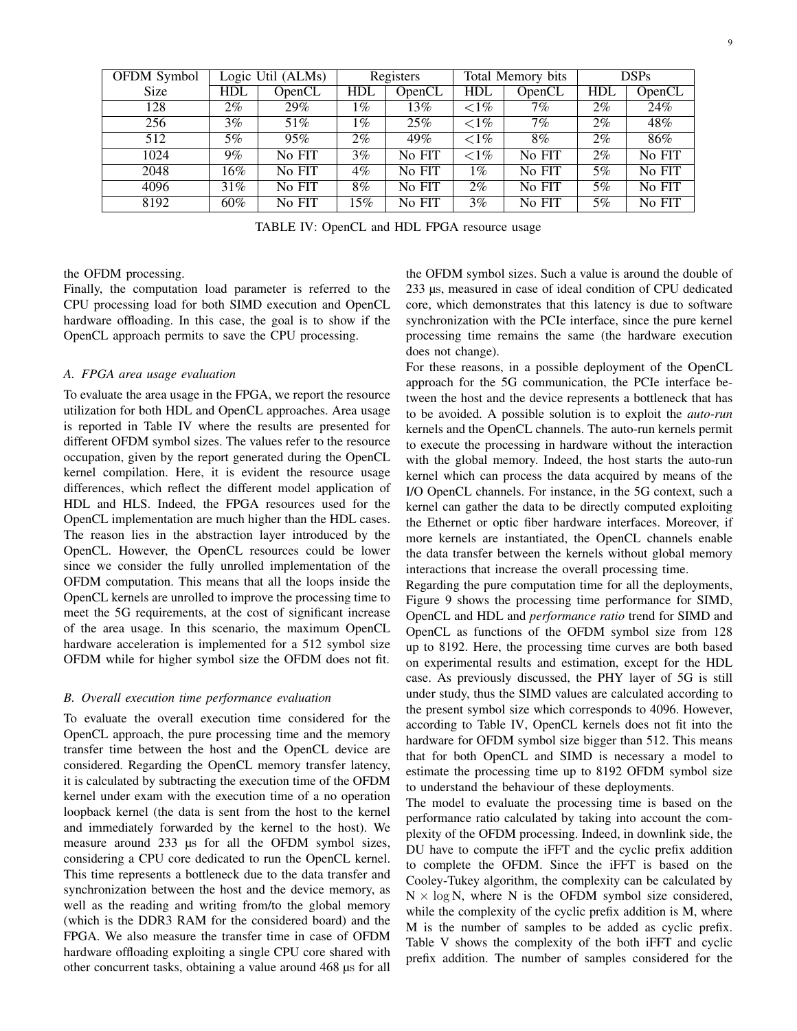| OFDM Symbol | Logic Util (ALMs) | | Registers | | Total Memory bits | | DSPs | |
|---|---|---|---|---|---|---|---|---|
| Size | HDL | OpenCL | HDL | OpenCL | HDL | OpenCL | HDL | OpenCL |
| 128 | 2% | 29% | 1% | 13% | <1% | 7% | 2% | 24% |
| 256 | 3% | 51% | 1% | 25% | <1% | 7% | 2% | 48% |
| 512 | 5% | 95% | 2% | 49% | <1% | 8% | 2% | 86% |
| 1024 | 9% | No FIT | 3% | No FIT | <1% | No FIT | 2% | No FIT |
| 2048 | 16% | No FIT | 4% | No FIT | 1% | No FIT | 5% | No FIT |
| 4096 | 31% | No FIT | 8% | No FIT | 2% | No FIT | 5% | No FIT |
| 8192 | 60% | No FIT | 15% | No FIT | 3% | No FIT | 5% | No FIT |

TABLE IV: OpenCL and HDL FPGA resource usage

the OFDM processing.
Finally, the computation load parameter is referred to the CPU processing load for both SIMD execution and OpenCL hardware offloading. In this case, the goal is to show if the OpenCL approach permits to save the CPU processing.

### A. FPGA area usage evaluation

To evaluate the area usage in the FPGA, we report the resource utilization for both HDL and OpenCL approaches. Area usage is reported in Table IV where the results are presented for different OFDM symbol sizes. The values refer to the resource occupation, given by the report generated during the OpenCL kernel compilation. Here, it is evident the resource usage differences, which reflect the different model application of HDL and HLS. Indeed, the FPGA resources used for the OpenCL implementation are much higher than the HDL cases. The reason lies in the abstraction layer introduced by the OpenCL. However, the OpenCL resources could be lower since we consider the fully unrolled implementation of the OFDM computation. This means that all the loops inside the OpenCL kernels are unrolled to improve the processing time to meet the 5G requirements, at the cost of significant increase of the area usage. In this scenario, the maximum OpenCL hardware acceleration is implemented for a 512 symbol size OFDM while for higher symbol size the OFDM does not fit.

### B. Overall execution time performance evaluation

To evaluate the overall execution time considered for the OpenCL approach, the pure processing time and the memory transfer time between the host and the OpenCL device are considered. Regarding the OpenCL memory transfer latency, it is calculated by subtracting the execution time of the OFDM kernel under exam with the execution time of a no operation loopback kernel (the data is sent from the host to the kernel and immediately forwarded by the kernel to the host). We measure around 233 µs for all the OFDM symbol sizes, considering a CPU core dedicated to run the OpenCL kernel. This time represents a bottleneck due to the data transfer and synchronization between the host and the device memory, as well as the reading and writing from/to the global memory (which is the DDR3 RAM for the considered board) and the FPGA. We also measure the transfer time in case of OFDM hardware offloading exploiting a single CPU core shared with other concurrent tasks, obtaining a value around 468 µs for all the OFDM symbol sizes. Such a value is around the double of 233 µs, measured in case of ideal condition of CPU dedicated core, which demonstrates that this latency is due to software synchronization with the PCIe interface, since the pure kernel processing time remains the same (the hardware execution does not change).
For these reasons, in a possible deployment of the OpenCL approach for the 5G communication, the PCIe interface between the host and the device represents a bottleneck that has to be avoided. A possible solution is to exploit the *auto-run* kernels and the OpenCL channels. The auto-run kernels permit to execute the processing in hardware without the interaction with the global memory. Indeed, the host starts the auto-run kernel which can process the data acquired by means of the I/O OpenCL channels. For instance, in the 5G context, such a kernel can gather the data to be directly computed exploiting the Ethernet or optic fiber hardware interfaces. Moreover, if more kernels are instantiated, the OpenCL channels enable the data transfer between the kernels without global memory interactions that increase the overall processing time.
Regarding the pure computation time for all the deployments, Figure 9 shows the processing time performance for SIMD, OpenCL and HDL and *performance ratio* trend for SIMD and OpenCL as functions of the OFDM symbol size from 128 up to 8192. Here, the processing time curves are both based on experimental results and estimation, except for the HDL case. As previously discussed, the PHY layer of 5G is still under study, thus the SIMD values are calculated according to the present symbol size which corresponds to 4096. However, according to Table IV, OpenCL kernels does not fit into the hardware for OFDM symbol size bigger than 512. This means that for both OpenCL and SIMD is necessary a model to estimate the processing time up to 8192 OFDM symbol size to understand the behaviour of these deployments.
The model to evaluate the processing time is based on the performance ratio calculated by taking into account the complexity of the OFDM processing. Indeed, in downlink side, the DU have to compute the iFFT and the cyclic prefix addition to complete the OFDM. Since the iFFT is based on the Cooley-Tukey algorithm, the complexity can be calculated by $\mathrm{N} \times \log \mathrm{N}$, where N is the OFDM symbol size considered, while the complexity of the cyclic prefix addition is M, where M is the number of samples to be added as cyclic prefix. Table V shows the complexity of the both iFFT and cyclic prefix addition. The number of samples considered for the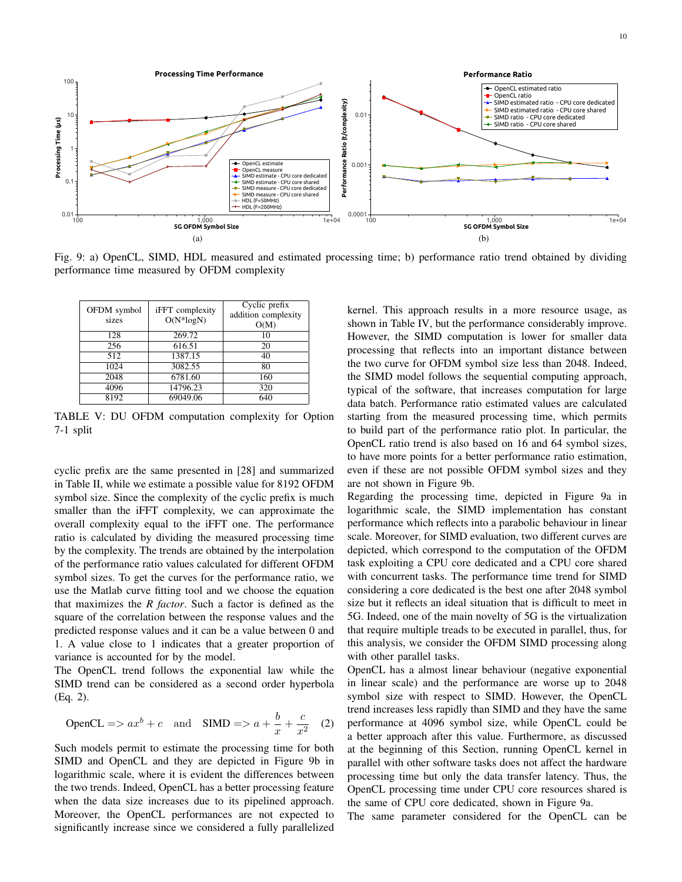Fig. 9: a) OpenCL, SIMD, HDL measured and estimated processing time; b) performance ratio trend obtained by dividing performance time measured by OFDM complexity

| OFDM symbol sizes | iFFT complexity O(N*logN) | Cyclic prefix addition complexity O(M) |
|---|---|---|
| 128 | 269.72 | 10 |
| 256 | 616.51 | 20 |
| 512 | 1387.15 | 40 |
| 1024 | 3082.55 | 80 |
| 2048 | 6781.60 | 160 |
| 4096 | 14796.23 | 320 |
| 8192 | 69049.06 | 640 |

TABLE V: DU OFDM computation complexity for Option 7-1 split

cyclic prefix are the same presented in [28] and summarized in Table II, while we estimate a possible value for 8192 OFDM symbol size. Since the complexity of the cyclic prefix is much smaller than the iFFT complexity, we can approximate the overall complexity equal to the iFFT one. The performance ratio is calculated by dividing the measured processing time by the complexity. The trends are obtained by the interpolation of the performance ratio values calculated for different OFDM symbol sizes. To get the curves for the performance ratio, we use the Matlab curve fitting tool and we choose the equation that maximizes the *R factor*. Such a factor is defined as the square of the correlation between the response values and the predicted response values and it can be a value between 0 and 1. A value close to 1 indicates that a greater proportion of variance is accounted for by the model.

The OpenCL trend follows the exponential law while the SIMD trend can be considered as a second order hyperbola (Eq. 2).

$$\text{OpenCL} => ax^b + c \quad \text{and} \quad \text{SIMD} => a + \frac{b}{x} + \frac{c}{x^2} \qquad (2)$$

Such models permit to estimate the processing time for both SIMD and OpenCL and they are depicted in Figure 9b in logarithmic scale, where it is evident the differences between the two trends. Indeed, OpenCL has a better processing feature when the data size increases due to its pipelined approach. Moreover, the OpenCL performances are not expected to significantly increase since we considered a fully parallelized kernel. This approach results in a more resource usage, as shown in Table IV, but the performance considerably improve. However, the SIMD computation is lower for smaller data processing that reflects into an important distance between the two curve for OFDM symbol size less than 2048. Indeed, the SIMD model follows the sequential computing approach, typical of the software, that increases computation for large data batch. Performance ratio estimated values are calculated starting from the measured processing time, which permits to build part of the performance ratio plot. In particular, the OpenCL ratio trend is also based on 16 and 64 symbol sizes, to have more points for a better performance ratio estimation, even if these are not possible OFDM symbol sizes and they are not shown in Figure 9b.

Regarding the processing time, depicted in Figure 9a in logarithmic scale, the SIMD implementation has constant performance which reflects into a parabolic behaviour in linear scale. Moreover, for SIMD evaluation, two different curves are depicted, which correspond to the computation of the OFDM task exploiting a CPU core dedicated and a CPU core shared with concurrent tasks. The performance time trend for SIMD considering a core dedicated is the best one after 2048 symbol size but it reflects an ideal situation that is difficult to meet in 5G. Indeed, one of the main novelty of 5G is the virtualization that require multiple treads to be executed in parallel, thus, for this analysis, we consider the OFDM SIMD processing along with other parallel tasks.

OpenCL has a almost linear behaviour (negative exponential in linear scale) and the performance are worse up to 2048 symbol size with respect to SIMD. However, the OpenCL trend increases less rapidly than SIMD and they have the same performance at 4096 symbol size, while OpenCL could be a better approach after this value. Furthermore, as discussed at the beginning of this Section, running OpenCL kernel in parallel with other software tasks does not affect the hardware processing time but only the data transfer latency. Thus, the OpenCL processing time under CPU core resources shared is the same of CPU core dedicated, shown in Figure 9a.

The same parameter considered for the OpenCL can be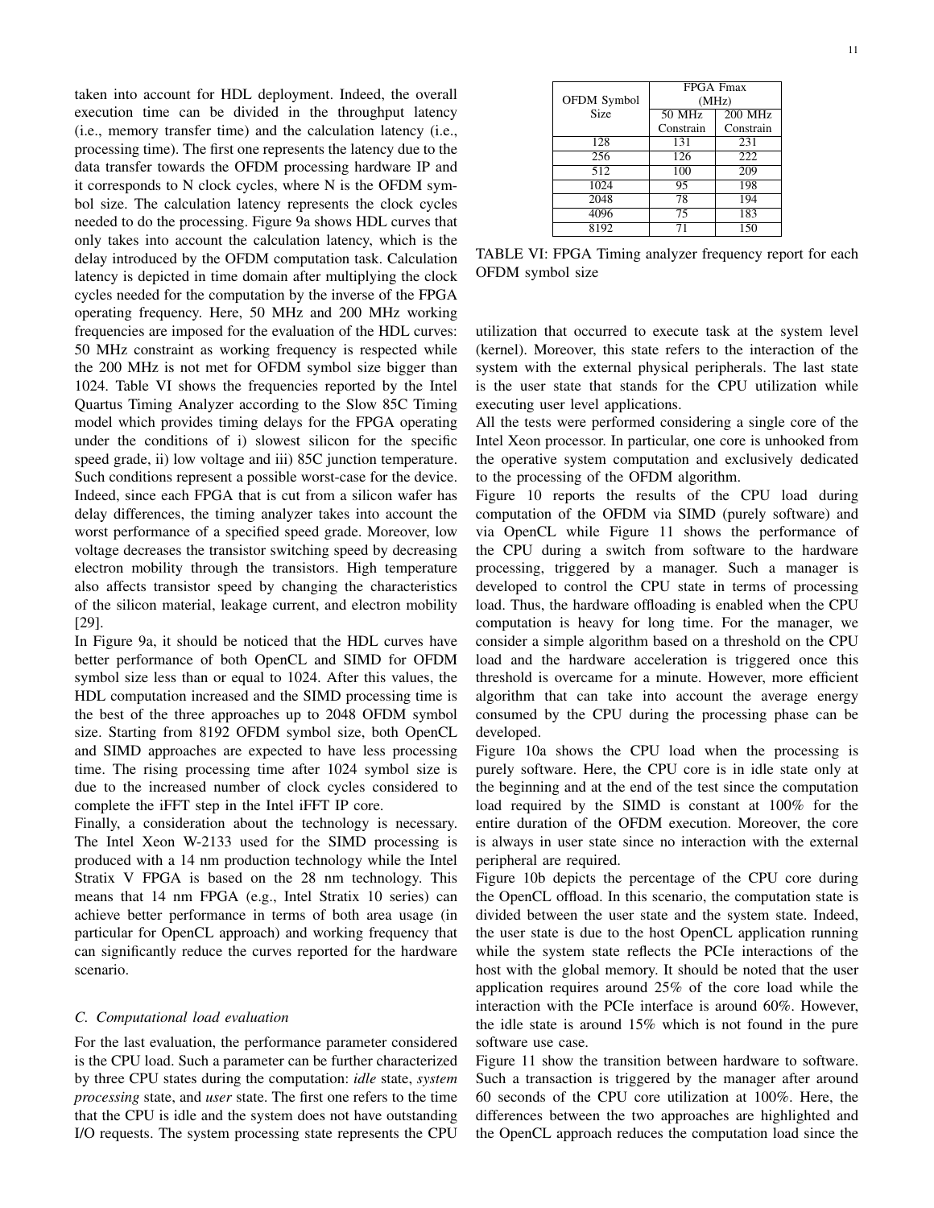taken into account for HDL deployment. Indeed, the overall execution time can be divided in the throughput latency (i.e., memory transfer time) and the calculation latency (i.e., processing time). The first one represents the latency due to the data transfer towards the OFDM processing hardware IP and it corresponds to N clock cycles, where N is the OFDM symbol size. The calculation latency represents the clock cycles needed to do the processing. Figure 9a shows HDL curves that only takes into account the calculation latency, which is the delay introduced by the OFDM computation task. Calculation latency is depicted in time domain after multiplying the clock cycles needed for the computation by the inverse of the FPGA operating frequency. Here, 50 MHz and 200 MHz working frequencies are imposed for the evaluation of the HDL curves: 50 MHz constraint as working frequency is respected while the 200 MHz is not met for OFDM symbol size bigger than 1024. Table VI shows the frequencies reported by the Intel Quartus Timing Analyzer according to the Slow 85C Timing model which provides timing delays for the FPGA operating under the conditions of i) slowest silicon for the specific speed grade, ii) low voltage and iii) 85C junction temperature. Such conditions represent a possible worst-case for the device. Indeed, since each FPGA that is cut from a silicon wafer has delay differences, the timing analyzer takes into account the worst performance of a specified speed grade. Moreover, low voltage decreases the transistor switching speed by decreasing electron mobility through the transistors. High temperature also affects transistor speed by changing the characteristics of the silicon material, leakage current, and electron mobility [29].

In Figure 9a, it should be noticed that the HDL curves have better performance of both OpenCL and SIMD for OFDM symbol size less than or equal to 1024. After this values, the HDL computation increased and the SIMD processing time is the best of the three approaches up to 2048 OFDM symbol size. Starting from 8192 OFDM symbol size, both OpenCL and SIMD approaches are expected to have less processing time. The rising processing time after 1024 symbol size is due to the increased number of clock cycles considered to complete the iFFT step in the Intel iFFT IP core.

Finally, a consideration about the technology is necessary. The Intel Xeon W-2133 used for the SIMD processing is produced with a 14 nm production technology while the Intel Stratix V FPGA is based on the 28 nm technology. This means that 14 nm FPGA (e.g., Intel Stratix 10 series) can achieve better performance in terms of both area usage (in particular for OpenCL approach) and working frequency that can significantly reduce the curves reported for the hardware scenario.

| OFDM Symbol Size | FPGA Fmax (MHz) | |
|---|---|---|
| | 50 MHz Constrain | 200 MHz Constrain |
| 128 | 131 | 231 |
| 256 | 126 | 222 |
| 512 | 100 | 209 |
| 1024 | 95 | 198 |
| 2048 | 78 | 194 |
| 4096 | 75 | 183 |
| 8192 | 71 | 150 |

TABLE VI: FPGA Timing analyzer frequency report for each OFDM symbol size

### C. Computational load evaluation

For the last evaluation, the performance parameter considered is the CPU load. Such a parameter can be further characterized by three CPU states during the computation: *idle* state, *system processing* state, and *user* state. The first one refers to the time that the CPU is idle and the system does not have outstanding I/O requests. The system processing state represents the CPU utilization that occurred to execute task at the system level (kernel). Moreover, this state refers to the interaction of the system with the external physical peripherals. The last state is the user state that stands for the CPU utilization while executing user level applications.

All the tests were performed considering a single core of the Intel Xeon processor. In particular, one core is unhooked from the operative system computation and exclusively dedicated to the processing of the OFDM algorithm.

Figure 10 reports the results of the CPU load during computation of the OFDM via SIMD (purely software) and via OpenCL while Figure 11 shows the performance of the CPU during a switch from software to the hardware processing, triggered by a manager. Such a manager is developed to control the CPU state in terms of processing load. Thus, the hardware offloading is enabled when the CPU computation is heavy for long time. For the manager, we consider a simple algorithm based on a threshold on the CPU load and the hardware acceleration is triggered once this threshold is overcame for a minute. However, more efficient algorithm that can take into account the average energy consumed by the CPU during the processing phase can be developed.

Figure 10a shows the CPU load when the processing is purely software. Here, the CPU core is in idle state only at the beginning and at the end of the test since the computation load required by the SIMD is constant at 100% for the entire duration of the OFDM execution. Moreover, the core is always in user state since no interaction with the external peripheral are required.

Figure 10b depicts the percentage of the CPU core during the OpenCL offload. In this scenario, the computation state is divided between the user state and the system state. Indeed, the user state is due to the host OpenCL application running while the system state reflects the PCIe interactions of the host with the global memory. It should be noted that the user application requires around 25% of the core load while the interaction with the PCIe interface is around 60%. However, the idle state is around 15% which is not found in the pure software use case.

Figure 11 show the transition between hardware to software. Such a transaction is triggered by the manager after around 60 seconds of the CPU core utilization at 100%. Here, the differences between the two approaches are highlighted and the OpenCL approach reduces the computation load since the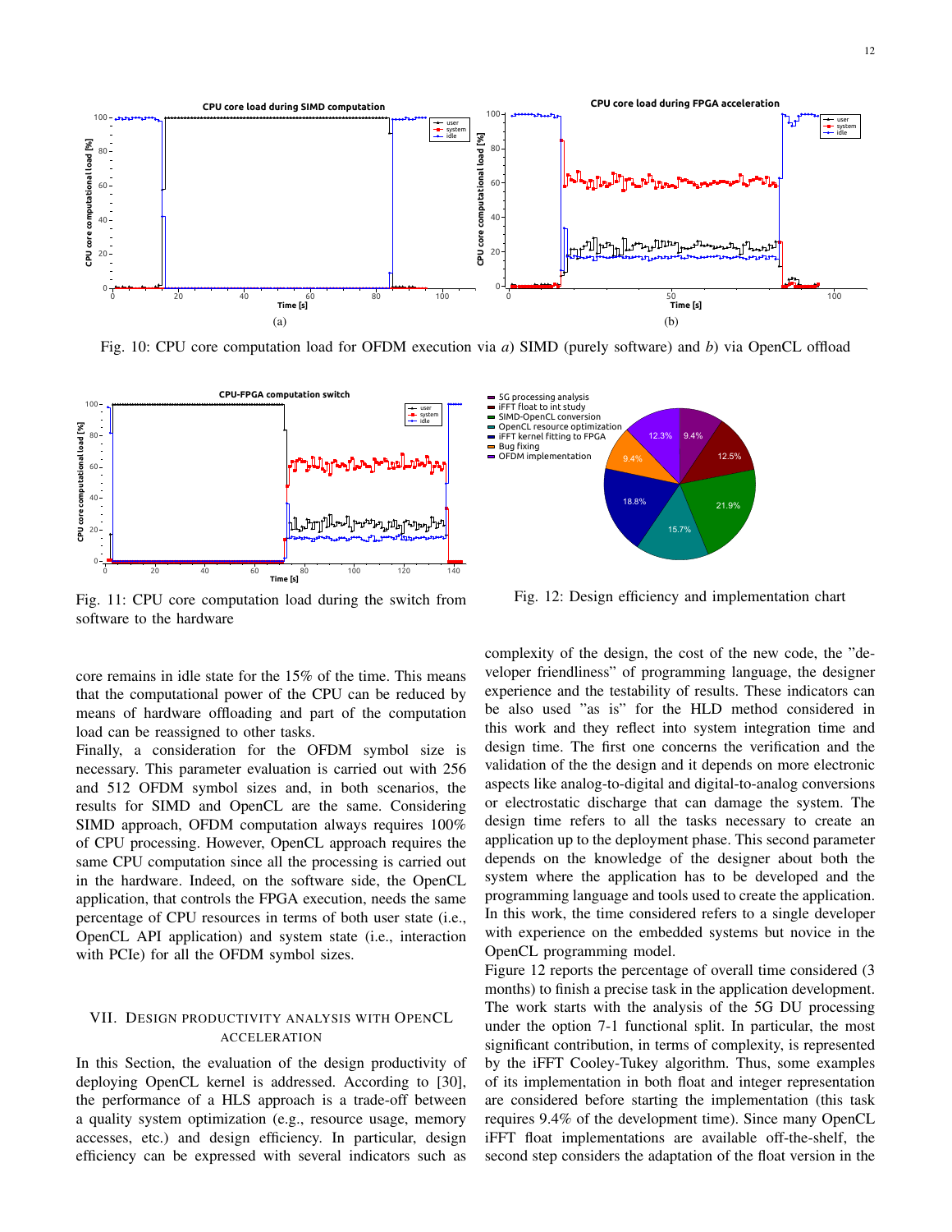Fig. 10: CPU core computation load for OFDM execution via *a*) SIMD (purely software) and *b*) via OpenCL offload

Fig. 11: CPU core computation load during the switch from software to the hardware

Fig. 12: Design efficiency and implementation chart

core remains in idle state for the 15% of the time. This means that the computational power of the CPU can be reduced by means of hardware offloading and part of the computation load can be reassigned to other tasks.

Finally, a consideration for the OFDM symbol size is necessary. This parameter evaluation is carried out with 256 and 512 OFDM symbol sizes and, in both scenarios, the results for SIMD and OpenCL are the same. Considering SIMD approach, OFDM computation always requires 100% of CPU processing. However, OpenCL approach requires the same CPU computation since all the processing is carried out in the hardware. Indeed, on the software side, the OpenCL application, that controls the FPGA execution, needs the same percentage of CPU resources in terms of both user state (i.e., OpenCL API application) and system state (i.e., interaction with PCIe) for all the OFDM symbol sizes.

## VII. Design Productivity Analysis with OpenCL Acceleration

In this Section, the evaluation of the design productivity of deploying OpenCL kernel is addressed. According to [30], the performance of a HLS approach is a trade-off between a quality system optimization (e.g., resource usage, memory accesses, etc.) and design efficiency. In particular, design efficiency can be expressed with several indicators such as complexity of the design, the cost of the new code, the "developer friendliness" of programming language, the designer experience and the testability of results. These indicators can be also used "as is" for the HLD method considered in this work and they reflect into system integration time and design time. The first one concerns the verification and the validation of the the design and it depends on more electronic aspects like analog-to-digital and digital-to-analog conversions or electrostatic discharge that can damage the system. The design time refers to all the tasks necessary to create an application up to the deployment phase. This second parameter depends on the knowledge of the designer about both the system where the application has to be developed and the programming language and tools used to create the application. In this work, the time considered refers to a single developer with experience on the embedded systems but novice in the OpenCL programming model.

Figure 12 reports the percentage of overall time considered (3 months) to finish a precise task in the application development. The work starts with the analysis of the 5G DU processing under the option 7-1 functional split. In particular, the most significant contribution, in terms of complexity, is represented by the iFFT Cooley-Tukey algorithm. Thus, some examples of its implementation in both float and integer representation are considered before starting the implementation (this task requires 9.4% of the development time). Since many OpenCL iFFT float implementations are available off-the-shelf, the second step considers the adaptation of the float version in the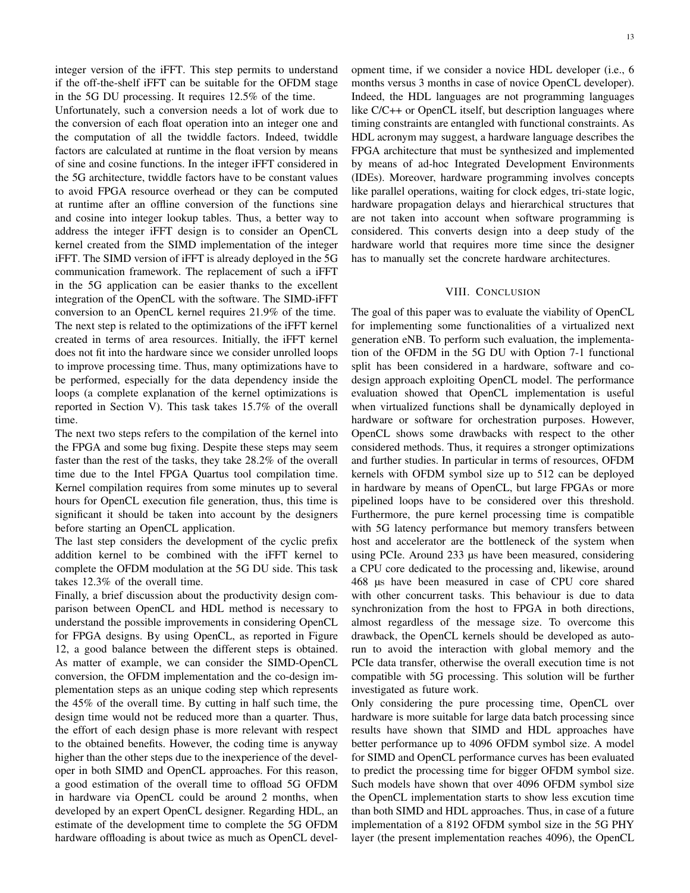integer version of the iFFT. This step permits to understand if the off-the-shelf iFFT can be suitable for the OFDM stage in the 5G DU processing. It requires 12.5% of the time.

Unfortunately, such a conversion needs a lot of work due to the conversion of each float operation into an integer one and the computation of all the twiddle factors. Indeed, twiddle factors are calculated at runtime in the float version by means of sine and cosine functions. In the integer iFFT considered in the 5G architecture, twiddle factors have to be constant values to avoid FPGA resource overhead or they can be computed at runtime after an offline conversion of the functions sine and cosine into integer lookup tables. Thus, a better way to address the integer iFFT design is to consider an OpenCL kernel created from the SIMD implementation of the integer iFFT. The SIMD version of iFFT is already deployed in the 5G communication framework. The replacement of such a iFFT in the 5G application can be easier thanks to the excellent integration of the OpenCL with the software. The SIMD-iFFT conversion to an OpenCL kernel requires 21.9% of the time.

The next step is related to the optimizations of the iFFT kernel created in terms of area resources. Initially, the iFFT kernel does not fit into the hardware since we consider unrolled loops to improve processing time. Thus, many optimizations have to be performed, especially for the data dependency inside the loops (a complete explanation of the kernel optimizations is reported in Section V). This task takes 15.7% of the overall time.

The next two steps refers to the compilation of the kernel into the FPGA and some bug fixing. Despite these steps may seem faster than the rest of the tasks, they take 28.2% of the overall time due to the Intel FPGA Quartus tool compilation time. Kernel compilation requires from some minutes up to several hours for OpenCL execution file generation, thus, this time is significant it should be taken into account by the designers before starting an OpenCL application.

The last step considers the development of the cyclic prefix addition kernel to be combined with the iFFT kernel to complete the OFDM modulation at the 5G DU side. This task takes 12.3% of the overall time.

Finally, a brief discussion about the productivity design comparison between OpenCL and HDL method is necessary to understand the possible improvements in considering OpenCL for FPGA designs. By using OpenCL, as reported in Figure 12, a good balance between the different steps is obtained. As matter of example, we can consider the SIMD-OpenCL conversion, the OFDM implementation and the co-design implementation steps as an unique coding step which represents the 45% of the overall time. By cutting in half such time, the design time would not be reduced more than a quarter. Thus, the effort of each design phase is more relevant with respect to the obtained benefits. However, the coding time is anyway higher than the other steps due to the inexperience of the developer in both SIMD and OpenCL approaches. For this reason, a good estimation of the overall time to offload 5G OFDM in hardware via OpenCL could be around 2 months, when developed by an expert OpenCL designer. Regarding HDL, an estimate of the development time to complete the 5G OFDM hardware offloading is about twice as much as OpenCL development time, if we consider a novice HDL developer (i.e., 6 months versus 3 months in case of novice OpenCL developer). Indeed, the HDL languages are not programming languages like C/C++ or OpenCL itself, but description languages where timing constraints are entangled with functional constraints. As HDL acronym may suggest, a hardware language describes the FPGA architecture that must be synthesized and implemented by means of ad-hoc Integrated Development Environments (IDEs). Moreover, hardware programming involves concepts like parallel operations, waiting for clock edges, tri-state logic, hardware propagation delays and hierarchical structures that are not taken into account when software programming is considered. This converts design into a deep study of the hardware world that requires more time since the designer has to manually set the concrete hardware architectures.

## VIII. Conclusion

The goal of this paper was to evaluate the viability of OpenCL for implementing some functionalities of a virtualized next generation eNB. To perform such evaluation, the implementation of the OFDM in the 5G DU with Option 7-1 functional split has been considered in a hardware, software and co-design approach exploiting OpenCL model. The performance evaluation showed that OpenCL implementation is useful when virtualized functions shall be dynamically deployed in hardware or software for orchestration purposes. However, OpenCL shows some drawbacks with respect to the other considered methods. Thus, it requires a stronger optimizations and further studies. In particular in terms of resources, OFDM kernels with OFDM symbol size up to 512 can be deployed in hardware by means of OpenCL, but large FPGAs or more pipelined loops have to be considered over this threshold. Furthermore, the pure kernel processing time is compatible with 5G latency performance but memory transfers between host and accelerator are the bottleneck of the system when using PCIe. Around 233 µs have been measured, considering a CPU core dedicated to the processing and, likewise, around 468 µs have been measured in case of CPU core shared with other concurrent tasks. This behaviour is due to data synchronization from the host to FPGA in both directions, almost regardless of the message size. To overcome this drawback, the OpenCL kernels should be developed as autorun to avoid the interaction with global memory and the PCIe data transfer, otherwise the overall execution time is not compatible with 5G processing. This solution will be further investigated as future work.

Only considering the pure processing time, OpenCL over hardware is more suitable for large data batch processing since results have shown that SIMD and HDL approaches have better performance up to 4096 OFDM symbol size. A model for SIMD and OpenCL performance curves has been evaluated to predict the processing time for bigger OFDM symbol size. Such models have shown that over 4096 OFDM symbol size the OpenCL implementation starts to show less excution time than both SIMD and HDL approaches. Thus, in case of a future implementation of a 8192 OFDM symbol size in the 5G PHY layer (the present implementation reaches 4096), the OpenCL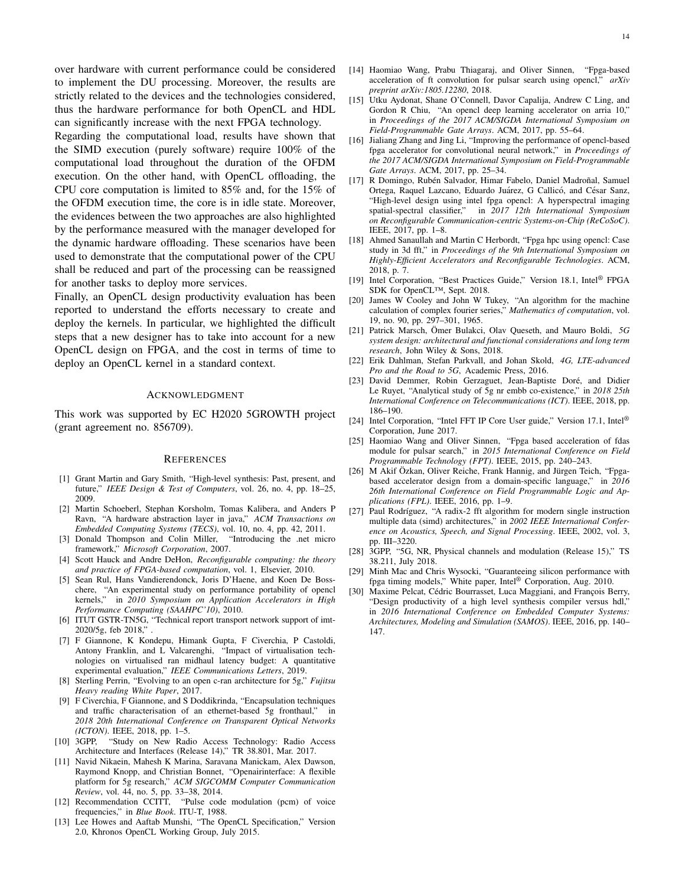over hardware with current performance could be considered to implement the DU processing. Moreover, the results are strictly related to the devices and the technologies considered, thus the hardware performance for both OpenCL and HDL can significantly increase with the next FPGA technology.

Regarding the computational load, results have shown that the SIMD execution (purely software) require 100% of the computational load throughout the duration of the OFDM execution. On the other hand, with OpenCL offloading, the CPU core computation is limited to 85% and, for the 15% of the OFDM execution time, the core is in idle state. Moreover, the evidences between the two approaches are also highlighted by the performance measured with the manager developed for the dynamic hardware offloading. These scenarios have been used to demonstrate that the computational power of the CPU shall be reduced and part of the processing can be reassigned for another tasks to deploy more services.

Finally, an OpenCL design productivity evaluation has been reported to understand the efforts necessary to create and deploy the kernels. In particular, we highlighted the difficult steps that a new designer has to take into account for a new OpenCL design on FPGA, and the cost in terms of time to deploy an OpenCL kernel in a standard context.

## Acknowledgment

This work was supported by EC H2020 5GROWTH project (grant agreement no. 856709).

## References

[1] Grant Martin and Gary Smith, "High-level synthesis: Past, present, and future," *IEEE Design & Test of Computers*, vol. 26, no. 4, pp. 18–25, 2009.

[2] Martin Schoeberl, Stephan Korsholm, Tomas Kalibera, and Anders P Ravn, "A hardware abstraction layer in java," *ACM Transactions on Embedded Computing Systems (TECS)*, vol. 10, no. 4, pp. 42, 2011.

[3] Donald Thompson and Colin Miller, "Introducing the .net micro framework," *Microsoft Corporation*, 2007.

[4] Scott Hauck and Andre DeHon, *Reconfigurable computing: the theory and practice of FPGA-based computation*, vol. 1, Elsevier, 2010.

[5] Sean Rul, Hans Vandierendonck, Joris D'Haene, and Koen De Bosschere, "An experimental study on performance portability of opencl kernels," in *2010 Symposium on Application Accelerators in High Performance Computing (SAAHPC'10)*, 2010.

[6] ITUT GSTR-TN5G, "Technical report transport network support of imt-2020/5g, feb 2018," .

[7] F Giannone, K Kondepu, Himank Gupta, F Civerchia, P Castoldi, Antony Franklin, and L Valcarenghi, "Impact of virtualisation technologies on virtualised ran midhaul latency budget: A quantitative experimental evaluation," *IEEE Communications Letters*, 2019.

[8] Sterling Perrin, "Evolving to an open c-ran architecture for 5g," *Fujitsu Heavy reading White Paper*, 2017.

[9] F Civerchia, F Giannone, and S Doddikrinda, "Encapsulation techniques and traffic characterisation of an ethernet-based 5g fronthaul," in *2018 20th International Conference on Transparent Optical Networks (ICTON)*. IEEE, 2018, pp. 1–5.

[10] 3GPP, "Study on New Radio Access Technology: Radio Access Architecture and Interfaces (Release 14)," TR 38.801, Mar. 2017.

[11] Navid Nikaein, Mahesh K Marina, Saravana Manickam, Alex Dawson, Raymond Knopp, and Christian Bonnet, "Openairinterface: A flexible platform for 5g research," *ACM SIGCOMM Computer Communication Review*, vol. 44, no. 5, pp. 33–38, 2014.

[12] Recommendation CCITT, "Pulse code modulation (pcm) of voice frequencies," in *Blue Book*. ITU-T, 1988.

[13] Lee Howes and Aaftab Munshi, "The OpenCL Specification," Version 2.0, Khronos OpenCL Working Group, July 2015.

[14] Haomiao Wang, Prabu Thiagaraj, and Oliver Sinnen, "Fpga-based acceleration of ft convolution for pulsar search using opencl," *arXiv preprint arXiv:1805.12280*, 2018.

[15] Utku Aydonat, Shane O'Connell, Davor Capalija, Andrew C Ling, and Gordon R Chiu, "An opencl deep learning accelerator on arria 10," in *Proceedings of the 2017 ACM/SIGDA International Symposium on Field-Programmable Gate Arrays*. ACM, 2017, pp. 55–64.

[16] Jialiang Zhang and Jing Li, "Improving the performance of opencl-based fpga accelerator for convolutional neural network," in *Proceedings of the 2017 ACM/SIGDA International Symposium on Field-Programmable Gate Arrays*. ACM, 2017, pp. 25–34.

[17] R Domingo, Rubén Salvador, Himar Fabelo, Daniel Madroñal, Samuel Ortega, Raquel Lazcano, Eduardo Juárez, G Callicó, and César Sanz, "High-level design using intel fpga opencl: A hyperspectral imaging spatial-spectral classifier," in *2017 12th International Symposium on Reconfigurable Communication-centric Systems-on-Chip (ReCoSoC)*. IEEE, 2017, pp. 1–8.

[18] Ahmed Sanaullah and Martin C Herbordt, "Fpga hpc using opencl: Case study in 3d fft," in *Proceedings of the 9th International Symposium on Highly-Efficient Accelerators and Reconfigurable Technologies*. ACM, 2018, p. 7.

[19] Intel Corporation, "Best Practices Guide," Version 18.1, Intel® FPGA SDK for OpenCL™, Sept. 2018.

[20] James W Cooley and John W Tukey, "An algorithm for the machine calculation of complex fourier series," *Mathematics of computation*, vol. 19, no. 90, pp. 297–301, 1965.

[21] Patrick Marsch, Ömer Bulakci, Olav Queseth, and Mauro Boldi, *5G system design: architectural and functional considerations and long term research*, John Wiley & Sons, 2018.

[22] Erik Dahlman, Stefan Parkvall, and Johan Skold, *4G, LTE-advanced Pro and the Road to 5G*, Academic Press, 2016.

[23] David Demmer, Robin Gerzaguet, Jean-Baptiste Doré, and Didier Le Ruyet, "Analytical study of 5g nr embb co-existence," in *2018 25th International Conference on Telecommunications (ICT)*. IEEE, 2018, pp. 186–190.

[24] Intel Corporation, "Intel FFT IP Core User guide," Version 17.1, Intel® Corporation, June 2017.

[25] Haomiao Wang and Oliver Sinnen, "Fpga based acceleration of fdas module for pulsar search," in *2015 International Conference on Field Programmable Technology (FPT)*. IEEE, 2015, pp. 240–243.

[26] M Akif Özkan, Oliver Reiche, Frank Hannig, and Jürgen Teich, "Fpga-based accelerator design from a domain-specific language," in *2016 26th International Conference on Field Programmable Logic and Applications (FPL)*. IEEE, 2016, pp. 1–9.

[27] Paul Rodríguez, "A radix-2 fft algorithm for modern single instruction multiple data (simd) architectures," in *2002 IEEE International Conference on Acoustics, Speech, and Signal Processing*. IEEE, 2002, vol. 3, pp. III–3220.

[28] 3GPP, "5G, NR, Physical channels and modulation (Release 15)," TS 38.211, July 2018.

[29] Minh Mac and Chris Wysocki, "Guaranteeing silicon performance with fpga timing models," White paper, Intel® Corporation, Aug. 2010.

[30] Maxime Pelcat, Cédric Bourrasset, Luca Maggiani, and François Berry, "Design productivity of a high level synthesis compiler versus hdl," in *2016 International Conference on Embedded Computer Systems: Architectures, Modeling and Simulation (SAMOS)*. IEEE, 2016, pp. 140–147.